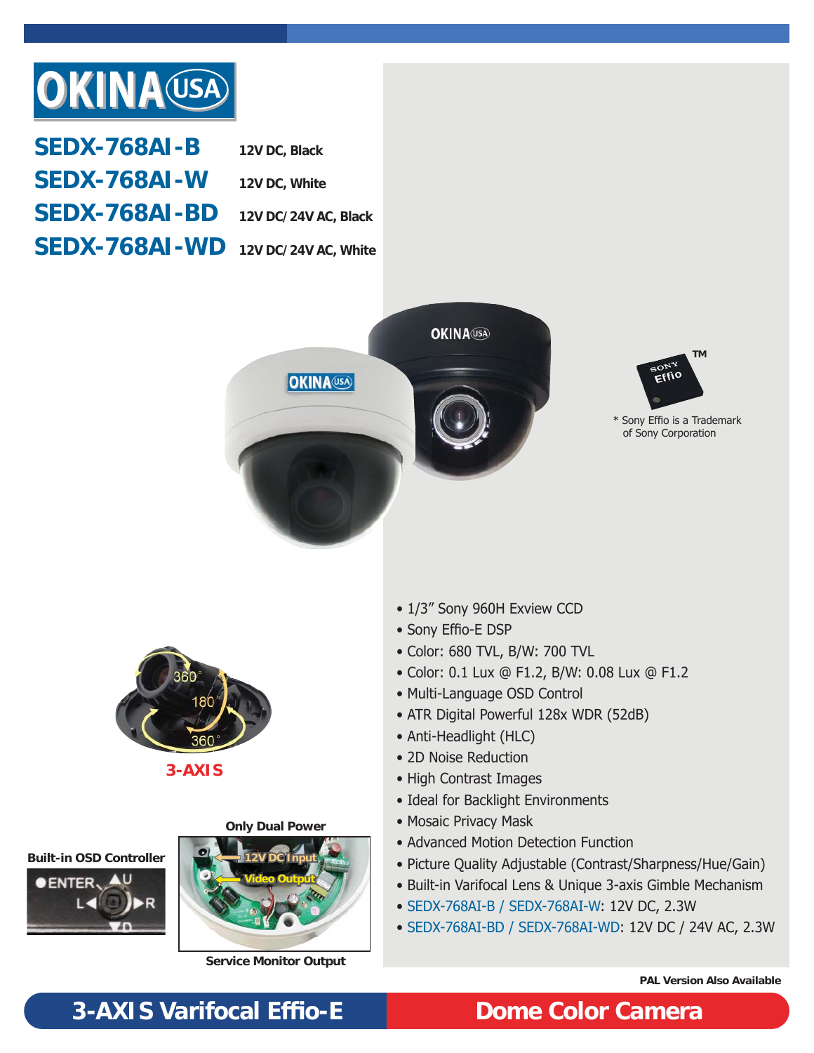# OKINA USA

| Model | Description |
|---|---|
| **SEDX-768AI-B** | 12V DC, Black |
| **SEDX-768AI-W** | 12V DC, White |
| **SEDX-768AI-BD** | 12V DC/24V AC, Black |
| **SEDX-768AI-WD** | 12V DC/24V AC, White |

* Sony Effio is a Trademark of Sony Corporation

**3-AXIS**

**Built-in OSD Controller**

**Only Dual Power**

12V DC Input

Video Output

**Service Monitor Output**

- 1/3" Sony 960H Exview CCD
- Sony Effio-E DSP
- Color: 680 TVL, B/W: 700 TVL
- Color: 0.1 Lux @ F1.2, B/W: 0.08 Lux @ F1.2
- Multi-Language OSD Control
- ATR Digital Powerful 128x WDR (52dB)
- Anti-Headlight (HLC)
- 2D Noise Reduction
- High Contrast Images
- Ideal for Backlight Environments
- Mosaic Privacy Mask
- Advanced Motion Detection Function
- Picture Quality Adjustable (Contrast/Sharpness/Hue/Gain)
- Built-in Varifocal Lens & Unique 3-axis Gimble Mechanism
- SEDX-768AI-B / SEDX-768AI-W: 12V DC, 2.3W
- SEDX-768AI-BD / SEDX-768AI-WD: 12V DC / 24V AC, 2.3W

**PAL Version Also Available**

## 3-AXIS Varifocal Effio-E Dome Color Camera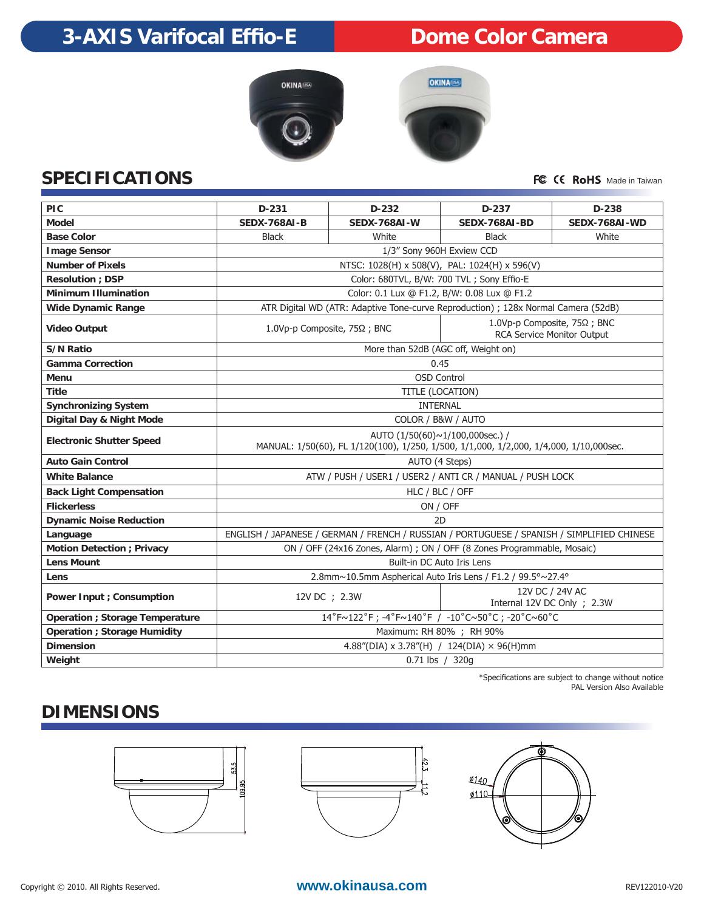# 3-AXIS Varifocal Effio-E Dome Color Camera

## SPECIFICATIONS

FC CE RoHS Made in Taiwan

| PIC | D-231 | D-232 | D-237 | D-238 |
|---|---|---|---|---|
| **Model** | SEDX-768AI-B | SEDX-768AI-W | SEDX-768AI-BD | SEDX-768AI-WD |
| **Base Color** | Black | White | Black | White |
| **Image Sensor** | 1/3" Sony 960H Exview CCD | | | |
| **Number of Pixels** | NTSC: 1028(H) x 508(V), PAL: 1024(H) x 596(V) | | | |
| **Resolution ; DSP** | Color: 680TVL, B/W: 700 TVL ; Sony Effio-E | | | |
| **Minimum Illumination** | Color: 0.1 Lux @ F1.2, B/W: 0.08 Lux @ F1.2 | | | |
| **Wide Dynamic Range** | ATR Digital WD (ATR: Adaptive Tone-curve Reproduction) ; 128x Normal Camera (52dB) | | | |
| **Video Output** | 1.0Vp-p Composite, 75Ω ; BNC | | 1.0Vp-p Composite, 75Ω ; BNC RCA Service Monitor Output | |
| **S/N Ratio** | More than 52dB (AGC off, Weight on) | | | |
| **Gamma Correction** | 0.45 | | | |
| **Menu** | OSD Control | | | |
| **Title** | TITLE (LOCATION) | | | |
| **Synchronizing System** | INTERNAL | | | |
| **Digital Day & Night Mode** | COLOR / B&W / AUTO | | | |
| **Electronic Shutter Speed** | AUTO (1/50(60)~1/100,000sec.) / MANUAL: 1/50(60), FL 1/120(100), 1/250, 1/500, 1/1,000, 1/2,000, 1/4,000, 1/10,000sec. | | | |
| **Auto Gain Control** | AUTO (4 Steps) | | | |
| **White Balance** | ATW / PUSH / USER1 / USER2 / ANTI CR / MANUAL / PUSH LOCK | | | |
| **Back Light Compensation** | HLC / BLC / OFF | | | |
| **Flickerless** | ON / OFF | | | |
| **Dynamic Noise Reduction** | 2D | | | |
| **Language** | ENGLISH / JAPANESE / GERMAN / FRENCH / RUSSIAN / PORTUGUESE / SPANISH / SIMPLIFIED CHINESE | | | |
| **Motion Detection ; Privacy** | ON / OFF (24x16 Zones, Alarm) ; ON / OFF (8 Zones Programmable, Mosaic) | | | |
| **Lens Mount** | Built-in DC Auto Iris Lens | | | |
| **Lens** | 2.8mm~10.5mm Aspherical Auto Iris Lens / F1.2 / 99.5°~27.4° | | | |
| **Power Input ; Consumption** | 12V DC ; 2.3W | | 12V DC / 24V AC Internal 12V DC Only ; 2.3W | |
| **Operation ; Storage Temperature** | 14°F~122°F ; -4°F~140°F / -10°C~50°C ; -20°C~60°C | | | |
| **Operation ; Storage Humidity** | Maximum: RH 80% ; RH 90% | | | |
| **Dimension** | 4.88"(DIA) x 3.78"(H) / 124(DIA) × 96(H)mm | | | |
| **Weight** | 0.71 lbs / 320g | | | |

*Specifications are subject to change without notice
PAL Version Also Available

## DIMENSIONS

53.5
109.95
42.3
11.2
ø140
ø110

Copyright © 2010. All Rights Reserved. www.okinausa.com REV122010-V20